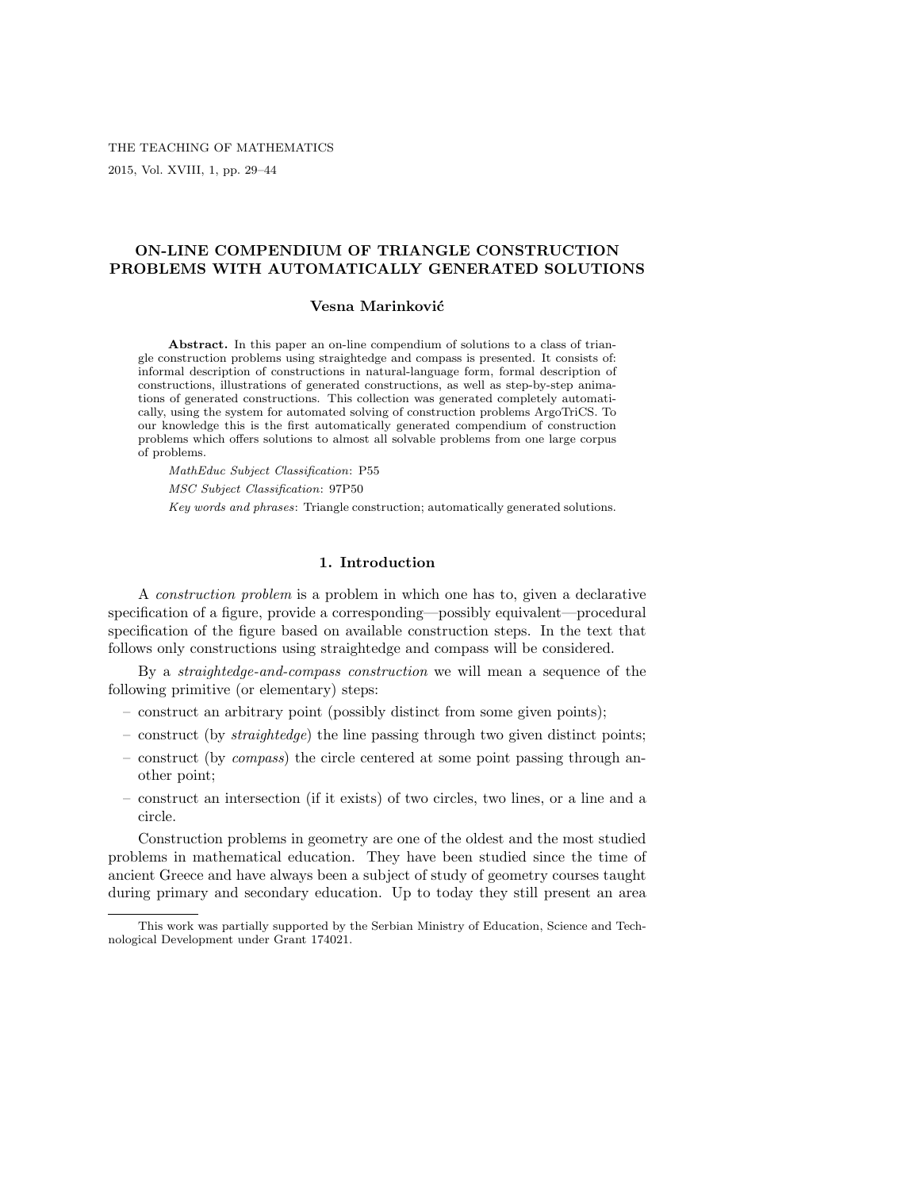# ON-LINE COMPENDIUM OF TRIANGLE CONSTRUCTION PROBLEMS WITH AUTOMATICALLY GENERATED SOLUTIONS

**Vesna Marinković**

**Abstract.** In this paper an on-line compendium of solutions to a class of triangle construction problems using straightedge and compass is presented. It consists of: informal description of constructions in natural-language form, formal description of constructions, illustrations of generated constructions, as well as step-by-step animations of generated constructions. This collection was generated completely automatically, using the system for automated solving of construction problems ArgoTriCS. To our knowledge this is the first automatically generated compendium of construction problems which offers solutions to almost all solvable problems from one large corpus of problems.

*MathEduc Subject Classification*: P55

*MSC Subject Classification*: 97P50

*Key words and phrases*: Triangle construction; automatically generated solutions.

## 1. Introduction

A *construction problem* is a problem in which one has to, given a declarative specification of a figure, provide a corresponding—possibly equivalent—procedural specification of the figure based on available construction steps. In the text that follows only constructions using straightedge and compass will be considered.

By a *straightedge-and-compass construction* we will mean a sequence of the following primitive (or elementary) steps:

– construct an arbitrary point (possibly distinct from some given points);

– construct (by *straightedge*) the line passing through two given distinct points;

– construct (by *compass*) the circle centered at some point passing through another point;

– construct an intersection (if it exists) of two circles, two lines, or a line and a circle.

Construction problems in geometry are one of the oldest and the most studied problems in mathematical education. They have been studied since the time of ancient Greece and have always been a subject of study of geometry courses taught during primary and secondary education. Up to today they still present an area

This work was partially supported by the Serbian Ministry of Education, Science and Technological Development under Grant 174021.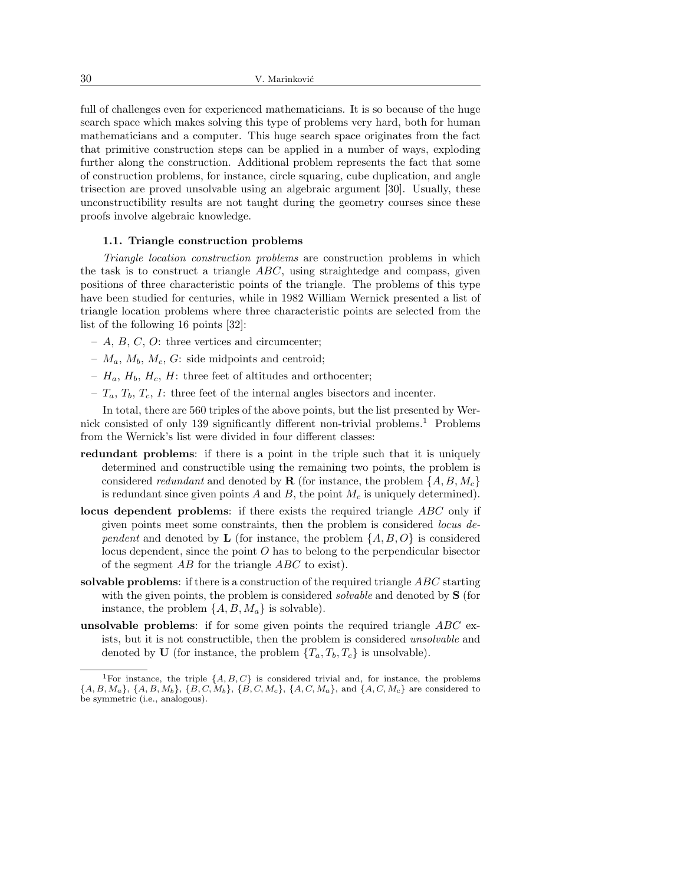full of challenges even for experienced mathematicians. It is so because of the huge search space which makes solving this type of problems very hard, both for human mathematicians and a computer. This huge search space originates from the fact that primitive construction steps can be applied in a number of ways, exploding further along the construction. Additional problem represents the fact that some of construction problems, for instance, circle squaring, cube duplication, and angle trisection are proved unsolvable using an algebraic argument [30]. Usually, these unconstructibility results are not taught during the geometry courses since these proofs involve algebraic knowledge.

### 1.1. Triangle construction problems

*Triangle location construction problems* are construction problems in which the task is to construct a triangle $ABC$, using straightedge and compass, given positions of three characteristic points of the triangle. The problems of this type have been studied for centuries, while in 1982 William Wernick presented a list of triangle location problems where three characteristic points are selected from the list of the following 16 points [32]:

- $A$, $B$, $C$, $O$: three vertices and circumcenter;
- $M_a$, $M_b$, $M_c$, $G$: side midpoints and centroid;
- $H_a$, $H_b$, $H_c$, $H$: three feet of altitudes and orthocenter;
- $T_a$, $T_b$, $T_c$, $I$: three feet of the internal angles bisectors and incenter.

In total, there are 560 triples of the above points, but the list presented by Wernick consisted of only 139 significantly different non-trivial problems.[1] Problems from the Wernick's list were divided in four different classes:

**redundant problems**: if there is a point in the triple such that it is uniquely determined and constructible using the remaining two points, the problem is considered *redundant* and denoted by $\mathbf{R}$ (for instance, the problem $\{A, B, M_c\}$ is redundant since given points $A$ and $B$, the point $M_c$ is uniquely determined).

**locus dependent problems**: if there exists the required triangle $ABC$ only if given points meet some constraints, then the problem is considered *locus dependent* and denoted by $\mathbf{L}$ (for instance, the problem $\{A, B, O\}$ is considered locus dependent, since the point $O$ has to belong to the perpendicular bisector of the segment $AB$ for the triangle $ABC$ to exist).

**solvable problems**: if there is a construction of the required triangle $ABC$ starting with the given points, the problem is considered *solvable* and denoted by $\mathbf{S}$ (for instance, the problem $\{A, B, M_a\}$ is solvable).

**unsolvable problems**: if for some given points the required triangle $ABC$ exists, but it is not constructible, then the problem is considered *unsolvable* and denoted by $\mathbf{U}$ (for instance, the problem $\{T_a, T_b, T_c\}$ is unsolvable).

---

[1] For instance, the triple $\{A, B, C\}$ is considered trivial and, for instance, the problems $\{A, B, M_a\}$, $\{A, B, M_b\}$, $\{B, C, M_b\}$, $\{B, C, M_c\}$, $\{A, C, M_a\}$, and $\{A, C, M_c\}$ are considered to be symmetric (i.e., analogous).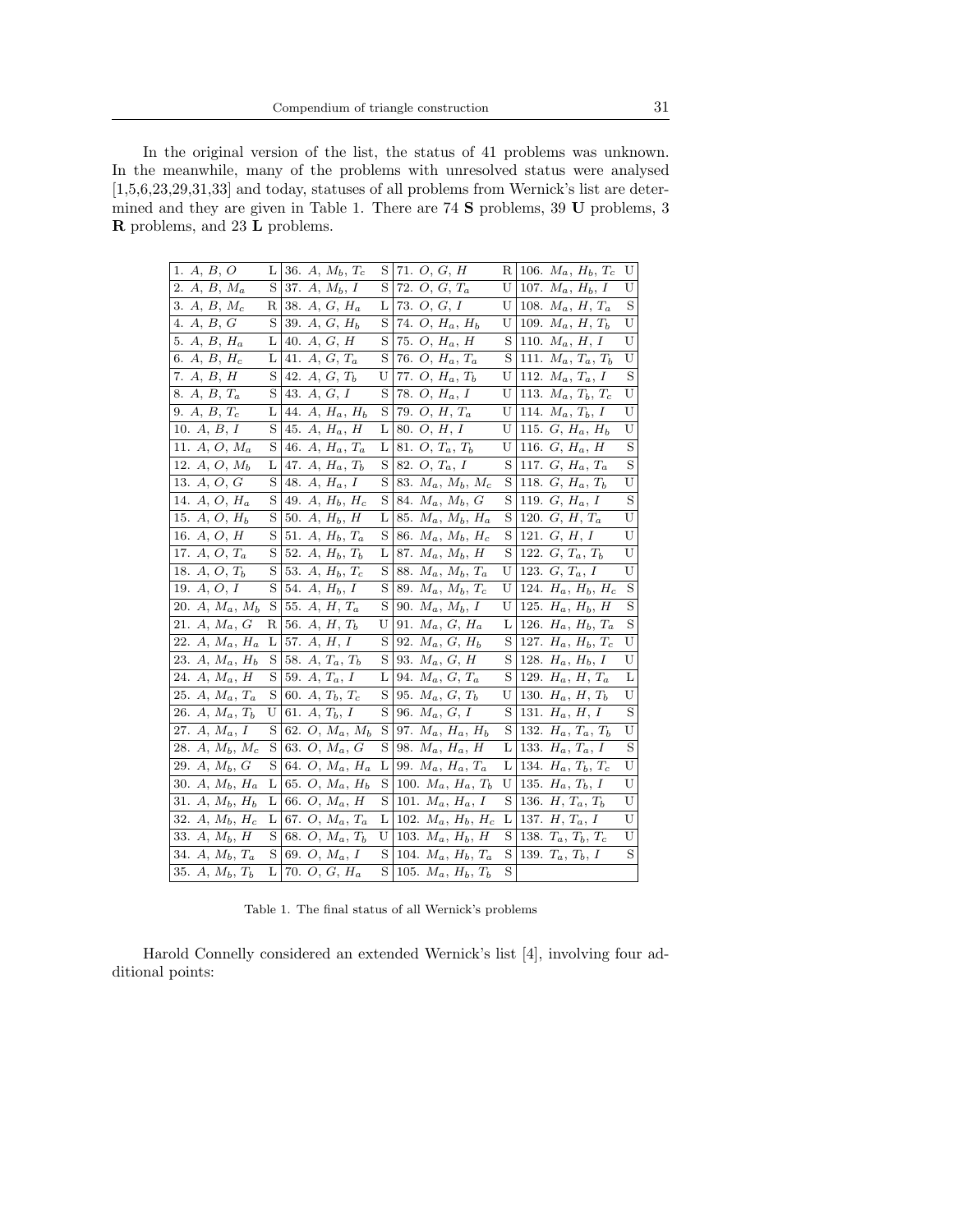In the original version of the list, the status of 41 problems was unknown. In the meanwhile, many of the problems with unresolved status were analysed [1,5,6,23,29,31,33] and today, statuses of all problems from Wernick's list are determined and they are given in Table 1. There are 74 **S** problems, 39 **U** problems, 3 **R** problems, and 23 **L** problems.

| | | | | | | | |
|---|---|---|---|---|---|---|---|
| 1. $A$, $B$, $O$ | L | 36. $A$, $M_b$, $T_c$ | S | 71. $O$, $G$, $H$ | R | 106. $M_a$, $H_b$, $T_c$ | U |
| 2. $A$, $B$, $M_a$ | S | 37. $A$, $M_b$, $I$ | S | 72. $O$, $G$, $T_a$ | U | 107. $M_a$, $H_b$, $I$ | U |
| 3. $A$, $B$, $M_c$ | R | 38. $A$, $G$, $H_a$ | L | 73. $O$, $G$, $I$ | U | 108. $M_a$, $H$, $T_a$ | S |
| 4. $A$, $B$, $G$ | S | 39. $A$, $G$, $H_b$ | S | 74. $O$, $H_a$, $H_b$ | U | 109. $M_a$, $H$, $T_b$ | U |
| 5. $A$, $B$, $H_a$ | L | 40. $A$, $G$, $H$ | S | 75. $O$, $H_a$, $H$ | S | 110. $M_a$, $H$, $I$ | U |
| 6. $A$, $B$, $H_c$ | L | 41. $A$, $G$, $T_a$ | S | 76. $O$, $H_a$, $T_a$ | S | 111. $M_a$, $T_a$, $T_b$ | U |
| 7. $A$, $B$, $H$ | S | 42. $A$, $G$, $T_b$ | U | 77. $O$, $H_a$, $T_b$ | U | 112. $M_a$, $T_a$, $I$ | S |
| 8. $A$, $B$, $T_a$ | S | 43. $A$, $G$, $I$ | S | 78. $O$, $H_a$, $I$ | U | 113. $M_a$, $T_b$, $T_c$ | U |
| 9. $A$, $B$, $T_c$ | L | 44. $A$, $H_a$, $H_b$ | S | 79. $O$, $H$, $T_a$ | U | 114. $M_a$, $T_b$, $I$ | U |
| 10. $A$, $B$, $I$ | S | 45. $A$, $H_a$, $H$ | L | 80. $O$, $H$, $I$ | U | 115. $G$, $H_a$, $H_b$ | U |
| 11. $A$, $O$, $M_a$ | S | 46. $A$, $H_a$, $T_a$ | L | 81. $O$, $T_a$, $T_b$ | U | 116. $G$, $H_a$, $H$ | S |
| 12. $A$, $O$, $M_b$ | L | 47. $A$, $H_a$, $T_b$ | S | 82. $O$, $T_a$, $I$ | S | 117. $G$, $H_a$, $T_a$ | S |
| 13. $A$, $O$, $G$ | S | 48. $A$, $H_a$, $I$ | S | 83. $M_a$, $M_b$, $M_c$ | S | 118. $G$, $H_a$, $T_b$ | U |
| 14. $A$, $O$, $H_a$ | S | 49. $A$, $H_b$, $H_c$ | S | 84. $M_a$, $M_b$, $G$ | S | 119. $G$, $H_a$, $I$ | S |
| 15. $A$, $O$, $H_b$ | S | 50. $A$, $H_b$, $H$ | L | 85. $M_a$, $M_b$, $H_a$ | S | 120. $G$, $H$, $T_a$ | U |
| 16. $A$, $O$, $H$ | S | 51. $A$, $H_b$, $T_a$ | S | 86. $M_a$, $M_b$, $H_c$ | S | 121. $G$, $H$, $I$ | U |
| 17. $A$, $O$, $T_a$ | S | 52. $A$, $H_b$, $T_b$ | L | 87. $M_a$, $M_b$, $H$ | S | 122. $G$, $T_a$, $T_b$ | U |
| 18. $A$, $O$, $T_b$ | S | 53. $A$, $H_b$, $T_c$ | S | 88. $M_a$, $M_b$, $T_a$ | U | 123. $G$, $T_a$, $I$ | U |
| 19. $A$, $O$, $I$ | S | 54. $A$, $H_b$, $I$ | S | 89. $M_a$, $M_b$, $T_c$ | U | 124. $H_a$, $H_b$, $H_c$ | S |
| 20. $A$, $M_a$, $M_b$ | S | 55. $A$, $H$, $T_a$ | S | 90. $M_a$, $M_b$, $I$ | U | 125. $H_a$, $H_b$, $H$ | S |
| 21. $A$, $M_a$, $G$ | R | 56. $A$, $H$, $T_b$ | U | 91. $M_a$, $G$, $H_a$ | L | 126. $H_a$, $H_b$, $T_a$ | S |
| 22. $A$, $M_a$, $H_a$ | L | 57. $A$, $H$, $I$ | S | 92. $M_a$, $G$, $H_b$ | S | 127. $H_a$, $H_b$, $T_c$ | U |
| 23. $A$, $M_a$, $H_b$ | S | 58. $A$, $T_a$, $T_b$ | S | 93. $M_a$, $G$, $H$ | S | 128. $H_a$, $H_b$, $I$ | U |
| 24. $A$, $M_a$, $H$ | S | 59. $A$, $T_a$, $I$ | L | 94. $M_a$, $G$, $T_a$ | S | 129. $H_a$, $H$, $T_a$ | L |
| 25. $A$, $M_a$, $T_a$ | S | 60. $A$, $T_b$, $T_c$ | S | 95. $M_a$, $G$, $T_b$ | U | 130. $H_a$, $H$, $T_b$ | U |
| 26. $A$, $M_a$, $T_b$ | U | 61. $A$, $T_b$, $I$ | S | 96. $M_a$, $G$, $I$ | S | 131. $H_a$, $H$, $I$ | S |
| 27. $A$, $M_a$, $I$ | S | 62. $O$, $M_a$, $M_b$ | S | 97. $M_a$, $H_a$, $H_b$ | S | 132. $H_a$, $T_a$, $T_b$ | U |
| 28. $A$, $M_b$, $M_c$ | S | 63. $O$, $M_a$, $G$ | S | 98. $M_a$, $H_a$, $H$ | L | 133. $H_a$, $T_a$, $I$ | S |
| 29. $A$, $M_b$, $G$ | S | 64. $O$, $M_a$, $H_a$ | L | 99. $M_a$, $H_a$, $T_a$ | L | 134. $H_a$, $T_b$, $T_c$ | U |
| 30. $A$, $M_b$, $H_a$ | L | 65. $O$, $M_a$, $H_b$ | S | 100. $M_a$, $H_a$, $T_b$ | U | 135. $H_a$, $T_b$, $I$ | U |
| 31. $A$, $M_b$, $H_b$ | L | 66. $O$, $M_a$, $H$ | S | 101. $M_a$, $H_a$, $I$ | S | 136. $H$, $T_a$, $T_b$ | U |
| 32. $A$, $M_b$, $H_c$ | L | 67. $O$, $M_a$, $T_a$ | L | 102. $M_a$, $H_b$, $H_c$ | L | 137. $H$, $T_a$, $I$ | U |
| 33. $A$, $M_b$, $H$ | S | 68. $O$, $M_a$, $T_b$ | U | 103. $M_a$, $H_b$, $H$ | S | 138. $T_a$, $T_b$, $T_c$ | U |
| 34. $A$, $M_b$, $T_a$ | S | 69. $O$, $M_a$, $I$ | S | 104. $M_a$, $H_b$, $T_a$ | S | 139. $T_a$, $T_b$, $I$ | S |
| 35. $A$, $M_b$, $T_b$ | L | 70. $O$, $G$, $H_a$ | S | 105. $M_a$, $H_b$, $T_b$ | S | | |

Table 1. The final status of all Wernick's problems

Harold Connelly considered an extended Wernick's list [4], involving four additional points: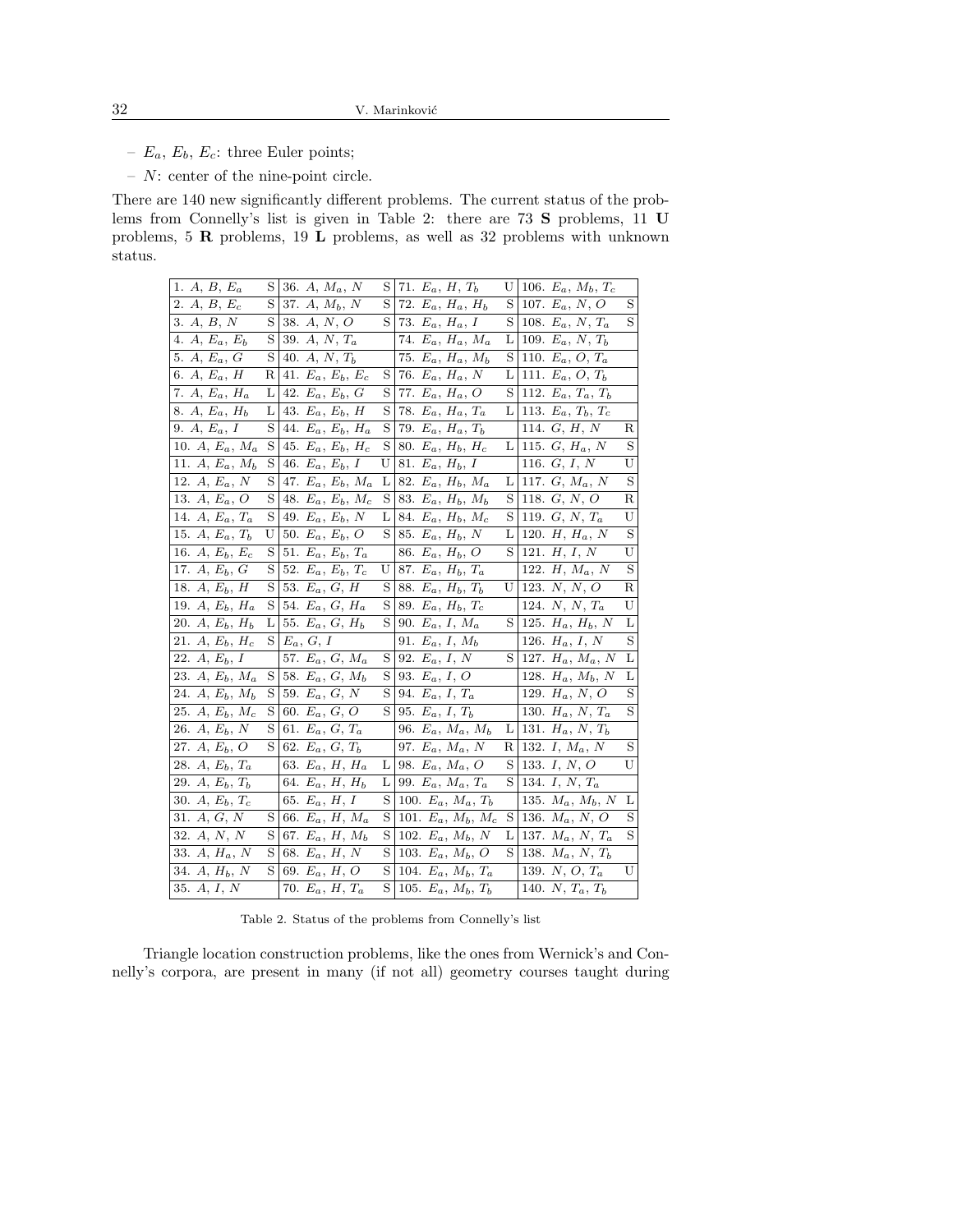- $E_a$, $E_b$, $E_c$: three Euler points;
- $N$: center of the nine-point circle.

There are 140 new significantly different problems. The current status of the problems from Connelly's list is given in Table 2: there are 73 **S** problems, 11 **U** problems, 5 **R** problems, 19 **L** problems, as well as 32 problems with unknown status.

| | | | | | | | |
|---|---|---|---|---|---|---|---|
| 1. $A$, $B$, $E_a$ | S | 36. $A$, $M_a$, $N$ | S | 71. $E_a$, $H$, $T_b$ | U | 106. $E_a$, $M_b$, $T_c$ | |
| 2. $A$, $B$, $E_c$ | S | 37. $A$, $M_b$, $N$ | S | 72. $E_a$, $H_a$, $H_b$ | S | 107. $E_a$, $N$, $O$ | S |
| 3. $A$, $B$, $N$ | S | 38. $A$, $N$, $O$ | S | 73. $E_a$, $H_a$, $I$ | S | 108. $E_a$, $N$, $T_a$ | S |
| 4. $A$, $E_a$, $E_b$ | S | 39. $A$, $N$, $T_a$ | | 74. $E_a$, $H_a$, $M_a$ | L | 109. $E_a$, $N$, $T_b$ | |
| 5. $A$, $E_a$, $G$ | S | 40. $A$, $N$, $T_b$ | | 75. $E_a$, $H_a$, $M_b$ | S | 110. $E_a$, $O$, $T_a$ | |
| 6. $A$, $E_a$, $H$ | R | 41. $E_a$, $E_b$, $E_c$ | S | 76. $E_a$, $H_a$, $N$ | L | 111. $E_a$, $O$, $T_b$ | |
| 7. $A$, $E_a$, $H_a$ | L | 42. $E_a$, $E_b$, $G$ | S | 77. $E_a$, $H_a$, $O$ | S | 112. $E_a$, $T_a$, $T_b$ | |
| 8. $A$, $E_a$, $H_b$ | L | 43. $E_a$, $E_b$, $H$ | S | 78. $E_a$, $H_a$, $T_a$ | L | 113. $E_a$, $T_b$, $T_c$ | |
| 9. $A$, $E_a$, $I$ | S | 44. $E_a$, $E_b$, $H_a$ | S | 79. $E_a$, $H_a$, $T_b$ | | 114. $G$, $H$, $N$ | R |
| 10. $A$, $E_a$, $M_a$ | S | 45. $E_a$, $E_b$, $H_c$ | S | 80. $E_a$, $H_b$, $H_c$ | L | 115. $G$, $H_a$, $N$ | S |
| 11. $A$, $E_a$, $M_b$ | S | 46. $E_a$, $E_b$, $I$ | U | 81. $E_a$, $H_b$, $I$ | | 116. $G$, $I$, $N$ | U |
| 12. $A$, $E_a$, $N$ | S | 47. $E_a$, $E_b$, $M_a$ | L | 82. $E_a$, $H_b$, $M_a$ | L | 117. $G$, $M_a$, $N$ | S |
| 13. $A$, $E_a$, $O$ | S | 48. $E_a$, $E_b$, $M_c$ | S | 83. $E_a$, $H_b$, $M_b$ | S | 118. $G$, $N$, $O$ | R |
| 14. $A$, $E_a$, $T_a$ | S | 49. $E_a$, $E_b$, $N$ | L | 84. $E_a$, $H_b$, $M_c$ | S | 119. $G$, $N$, $T_a$ | U |
| 15. $A$, $E_a$, $T_b$ | U | 50. $E_a$, $E_b$, $O$ | S | 85. $E_a$, $H_b$, $N$ | L | 120. $H$, $H_a$, $N$ | S |
| 16. $A$, $E_b$, $E_c$ | S | 51. $E_a$, $E_b$, $T_a$ | | 86. $E_a$, $H_b$, $O$ | S | 121. $H$, $I$, $N$ | U |
| 17. $A$, $E_b$, $G$ | S | 52. $E_a$, $E_b$, $T_c$ | U | 87. $E_a$, $H_b$, $T_a$ | | 122. $H$, $M_a$, $N$ | S |
| 18. $A$, $E_b$, $H$ | S | 53. $E_a$, $G$, $H$ | S | 88. $E_a$, $H_b$, $T_b$ | U | 123. $N$, $N$, $O$ | R |
| 19. $A$, $E_b$, $H_a$ | S | 54. $E_a$, $G$, $H_a$ | S | 89. $E_a$, $H_b$, $T_c$ | | 124. $N$, $N$, $T_a$ | U |
| 20. $A$, $E_b$, $H_b$ | L | 55. $E_a$, $G$, $H_b$ | S | 90. $E_a$, $I$, $M_a$ | S | 125. $H_a$, $H_b$, $N$ | L |
| 21. $A$, $E_b$, $H_c$ | S | $E_a$, $G$, $I$ | | 91. $E_a$, $I$, $M_b$ | | 126. $H_a$, $I$, $N$ | S |
| 22. $A$, $E_b$, $I$ | | 57. $E_a$, $G$, $M_a$ | S | 92. $E_a$, $I$, $N$ | S | 127. $H_a$, $M_a$, $N$ | L |
| 23. $A$, $E_b$, $M_a$ | S | 58. $E_a$, $G$, $M_b$ | S | 93. $E_a$, $I$, $O$ | | 128. $H_a$, $M_b$, $N$ | L |
| 24. $A$, $E_b$, $M_b$ | S | 59. $E_a$, $G$, $N$ | S | 94. $E_a$, $I$, $T_a$ | | 129. $H_a$, $N$, $O$ | S |
| 25. $A$, $E_b$, $M_c$ | S | 60. $E_a$, $G$, $O$ | S | 95. $E_a$, $I$, $T_b$ | | 130. $H_a$, $N$, $T_a$ | S |
| 26. $A$, $E_b$, $N$ | S | 61. $E_a$, $G$, $T_a$ | | 96. $E_a$, $M_a$, $M_b$ | L | 131. $H_a$, $N$, $T_b$ | |
| 27. $A$, $E_b$, $O$ | S | 62. $E_a$, $G$, $T_b$ | | 97. $E_a$, $M_a$, $N$ | R | 132. $I$, $M_a$, $N$ | S |
| 28. $A$, $E_b$, $T_a$ | | 63. $E_a$, $H$, $H_a$ | L | 98. $E_a$, $M_a$, $O$ | S | 133. $I$, $N$, $O$ | U |
| 29. $A$, $E_b$, $T_b$ | | 64. $E_a$, $H$, $H_b$ | L | 99. $E_a$, $M_a$, $T_a$ | S | 134. $I$, $N$, $T_a$ | |
| 30. $A$, $E_b$, $T_c$ | | 65. $E_a$, $H$, $I$ | S | 100. $E_a$, $M_a$, $T_b$ | | 135. $M_a$, $M_b$, $N$ | L |
| 31. $A$, $G$, $N$ | S | 66. $E_a$, $H$, $M_a$ | S | 101. $E_a$, $M_b$, $M_c$ | S | 136. $M_a$, $N$, $O$ | S |
| 32. $A$, $N$, $N$ | S | 67. $E_a$, $H$, $M_b$ | S | 102. $E_a$, $M_b$, $N$ | L | 137. $M_a$, $N$, $T_a$ | S |
| 33. $A$, $H_a$, $N$ | S | 68. $E_a$, $H$, $N$ | S | 103. $E_a$, $M_b$, $O$ | S | 138. $M_a$, $N$, $T_b$ | |
| 34. $A$, $H_b$, $N$ | S | 69. $E_a$, $H$, $O$ | S | 104. $E_a$, $M_b$, $T_a$ | | 139. $N$, $O$, $T_a$ | U |
| 35. $A$, $I$, $N$ | | 70. $E_a$, $H$, $T_a$ | S | 105. $E_a$, $M_b$, $T_b$ | | 140. $N$, $T_a$, $T_b$ | |

Table 2. Status of the problems from Connelly's list

Triangle location construction problems, like the ones from Wernick's and Connelly's corpora, are present in many (if not all) geometry courses taught during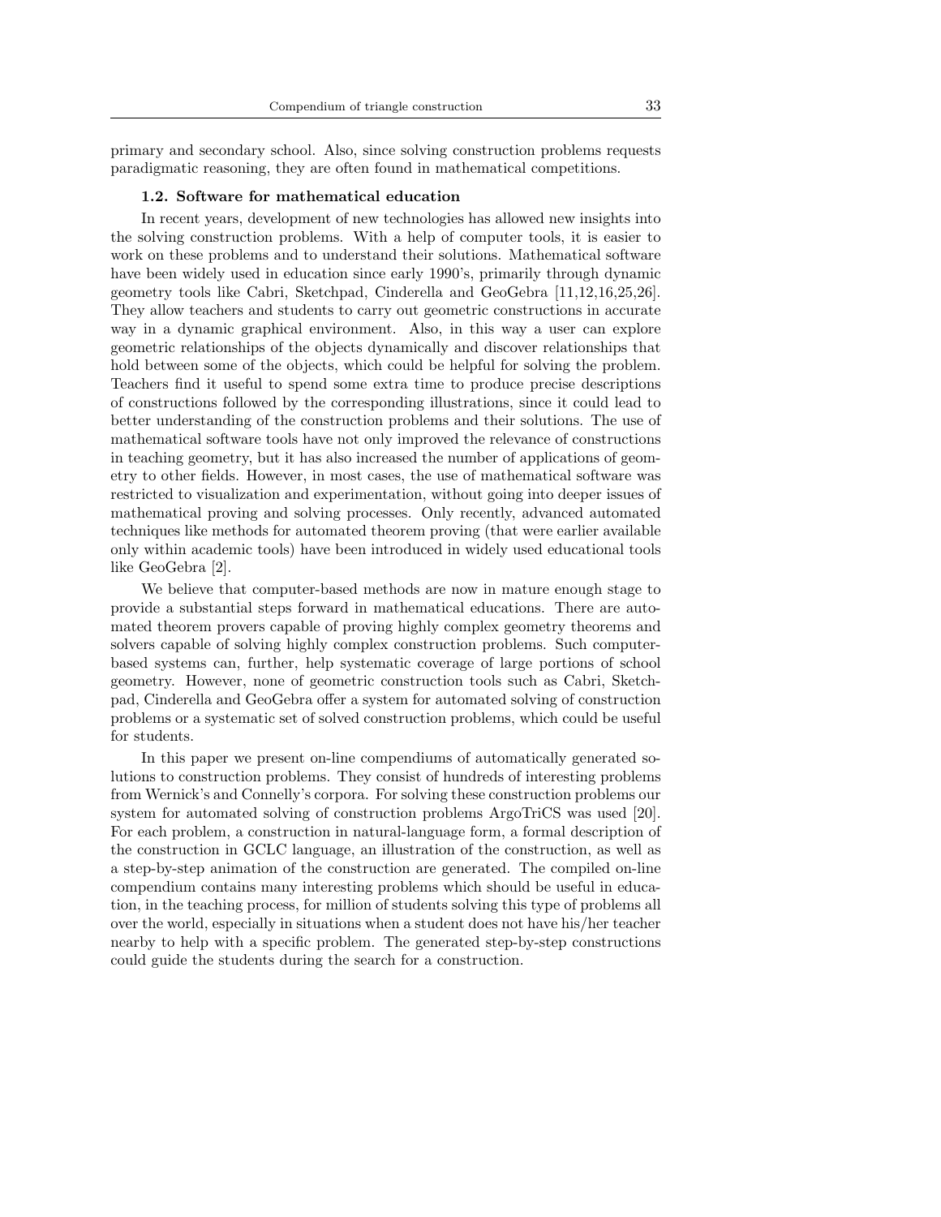primary and secondary school. Also, since solving construction problems requests paradigmatic reasoning, they are often found in mathematical competitions.

### 1.2. Software for mathematical education

In recent years, development of new technologies has allowed new insights into the solving construction problems. With a help of computer tools, it is easier to work on these problems and to understand their solutions. Mathematical software have been widely used in education since early 1990's, primarily through dynamic geometry tools like Cabri, Sketchpad, Cinderella and GeoGebra [11,12,16,25,26]. They allow teachers and students to carry out geometric constructions in accurate way in a dynamic graphical environment. Also, in this way a user can explore geometric relationships of the objects dynamically and discover relationships that hold between some of the objects, which could be helpful for solving the problem. Teachers find it useful to spend some extra time to produce precise descriptions of constructions followed by the corresponding illustrations, since it could lead to better understanding of the construction problems and their solutions. The use of mathematical software tools have not only improved the relevance of constructions in teaching geometry, but it has also increased the number of applications of geometry to other fields. However, in most cases, the use of mathematical software was restricted to visualization and experimentation, without going into deeper issues of mathematical proving and solving processes. Only recently, advanced automated techniques like methods for automated theorem proving (that were earlier available only within academic tools) have been introduced in widely used educational tools like GeoGebra [2].

We believe that computer-based methods are now in mature enough stage to provide a substantial steps forward in mathematical educations. There are automated theorem provers capable of proving highly complex geometry theorems and solvers capable of solving highly complex construction problems. Such computer-based systems can, further, help systematic coverage of large portions of school geometry. However, none of geometric construction tools such as Cabri, Sketchpad, Cinderella and GeoGebra offer a system for automated solving of construction problems or a systematic set of solved construction problems, which could be useful for students.

In this paper we present on-line compendiums of automatically generated solutions to construction problems. They consist of hundreds of interesting problems from Wernick's and Connelly's corpora. For solving these construction problems our system for automated solving of construction problems ArgoTriCS was used [20]. For each problem, a construction in natural-language form, a formal description of the construction in GCLC language, an illustration of the construction, as well as a step-by-step animation of the construction are generated. The compiled on-line compendium contains many interesting problems which should be useful in education, in the teaching process, for million of students solving this type of problems all over the world, especially in situations when a student does not have his/her teacher nearby to help with a specific problem. The generated step-by-step constructions could guide the students during the search for a construction.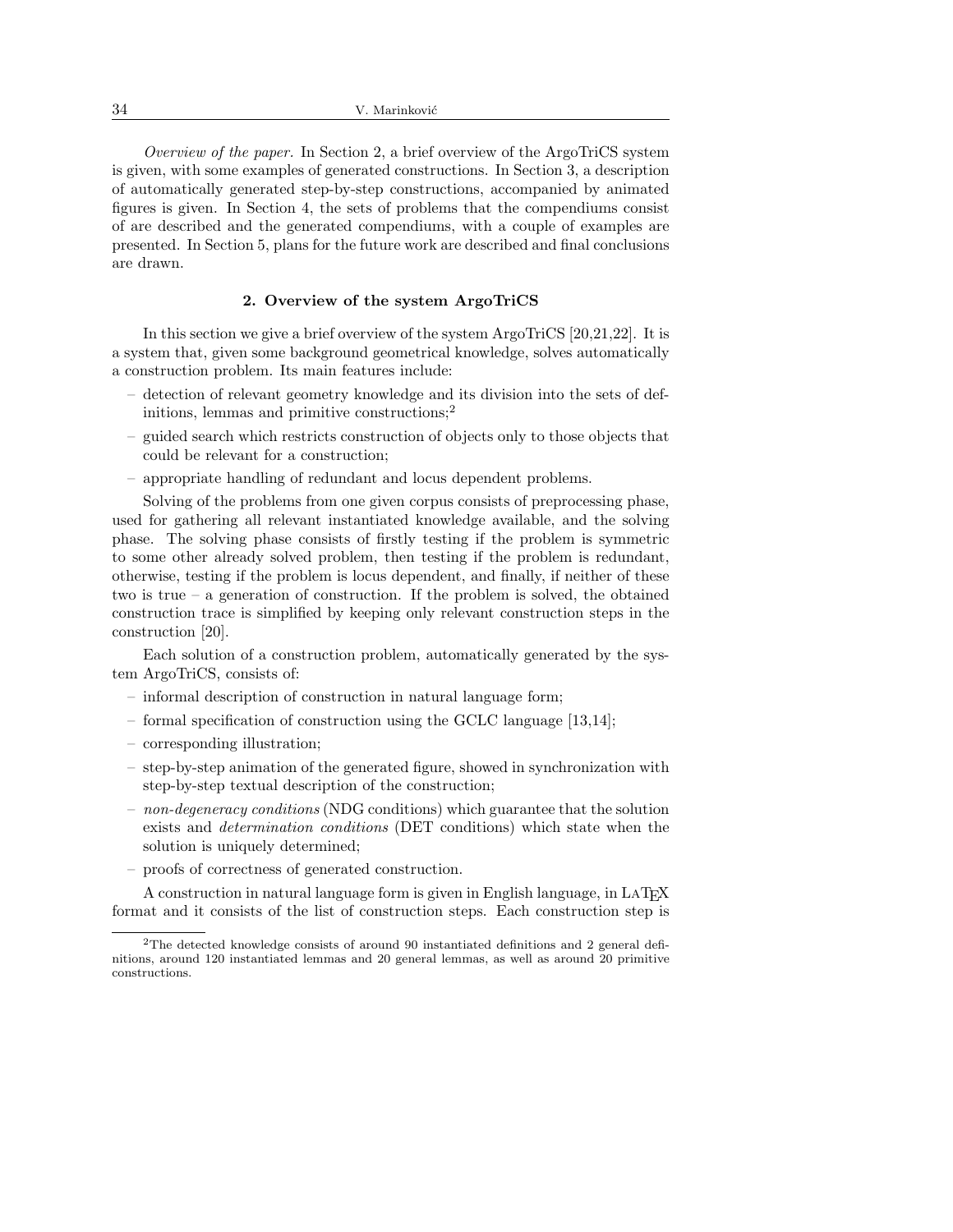*Overview of the paper.* In Section 2, a brief overview of the ArgoTriCS system is given, with some examples of generated constructions. In Section 3, a description of automatically generated step-by-step constructions, accompanied by animated figures is given. In Section 4, the sets of problems that the compendiums consist of are described and the generated compendiums, with a couple of examples are presented. In Section 5, plans for the future work are described and final conclusions are drawn.

## 2. Overview of the system ArgoTriCS

In this section we give a brief overview of the system ArgoTriCS [20,21,22]. It is a system that, given some background geometrical knowledge, solves automatically a construction problem. Its main features include:

- detection of relevant geometry knowledge and its division into the sets of definitions, lemmas and primitive constructions;[2]
- guided search which restricts construction of objects only to those objects that could be relevant for a construction;
- appropriate handling of redundant and locus dependent problems.

Solving of the problems from one given corpus consists of preprocessing phase, used for gathering all relevant instantiated knowledge available, and the solving phase. The solving phase consists of firstly testing if the problem is symmetric to some other already solved problem, then testing if the problem is redundant, otherwise, testing if the problem is locus dependent, and finally, if neither of these two is true – a generation of construction. If the problem is solved, the obtained construction trace is simplified by keeping only relevant construction steps in the construction [20].

Each solution of a construction problem, automatically generated by the system ArgoTriCS, consists of:

- informal description of construction in natural language form;
- formal specification of construction using the GCLC language [13,14];
- corresponding illustration;
- step-by-step animation of the generated figure, showed in synchronization with step-by-step textual description of the construction;
- *non-degeneracy conditions* (NDG conditions) which guarantee that the solution exists and *determination conditions* (DET conditions) which state when the solution is uniquely determined;
- proofs of correctness of generated construction.

A construction in natural language form is given in English language, in LaTeX format and it consists of the list of construction steps. Each construction step is

---

[2] The detected knowledge consists of around 90 instantiated definitions and 2 general definitions, around 120 instantiated lemmas and 20 general lemmas, as well as around 20 primitive constructions.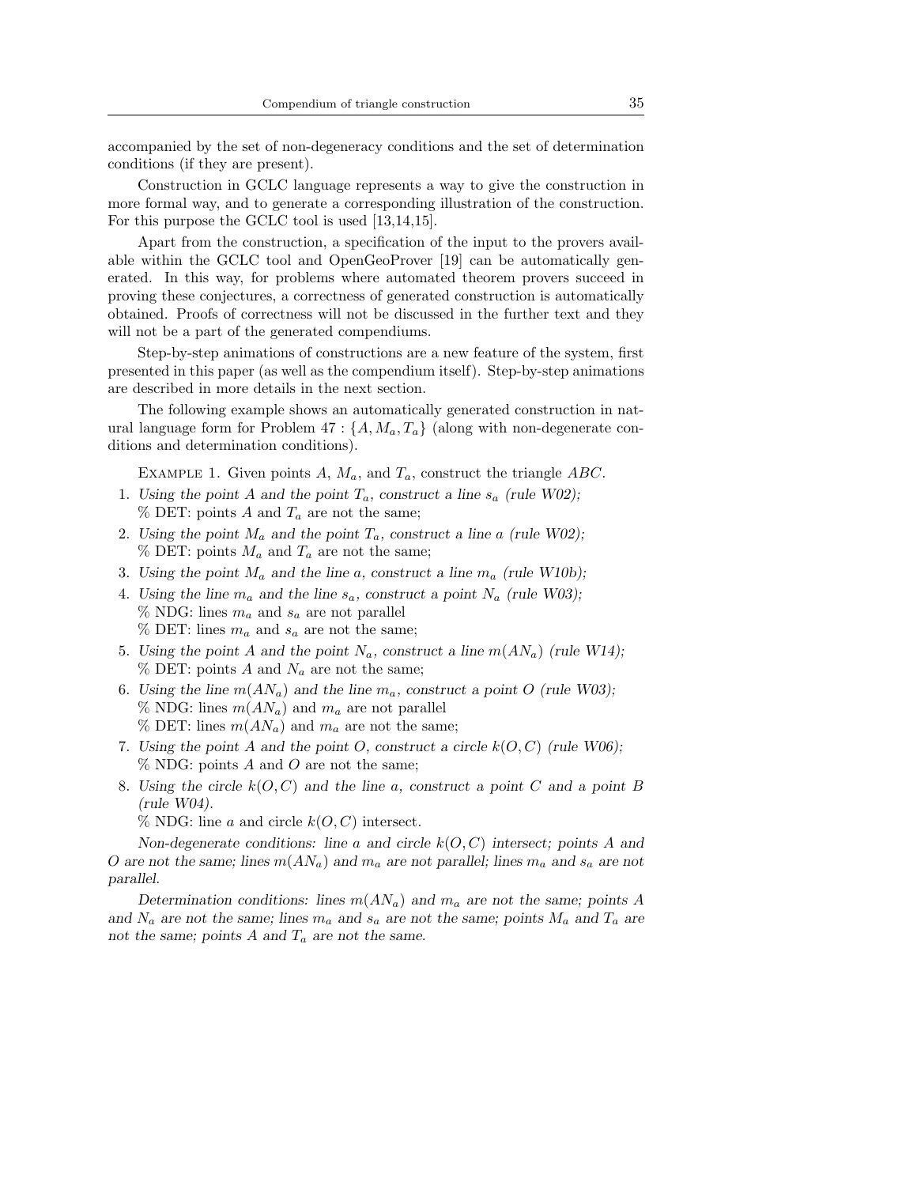accompanied by the set of non-degeneracy conditions and the set of determination conditions (if they are present).

Construction in GCLC language represents a way to give the construction in more formal way, and to generate a corresponding illustration of the construction. For this purpose the GCLC tool is used [13,14,15].

Apart from the construction, a specification of the input to the provers available within the GCLC tool and OpenGeoProver [19] can be automatically generated. In this way, for problems where automated theorem provers succeed in proving these conjectures, a correctness of generated construction is automatically obtained. Proofs of correctness will not be discussed in the further text and they will not be a part of the generated compendiums.

Step-by-step animations of constructions are a new feature of the system, first presented in this paper (as well as the compendium itself). Step-by-step animations are described in more details in the next section.

The following example shows an automatically generated construction in natural language form for Problem 47 : $\{A, M_a, T_a\}$ (along with non-degenerate conditions and determination conditions).

Example 1. Given points $A$, $M_a$, and $T_a$, construct the triangle $ABC$.

1. *Using the point $A$ and the point $T_a$, construct a line $s_a$ (rule W02);*
   % DET: points $A$ and $T_a$ are not the same;
2. *Using the point $M_a$ and the point $T_a$, construct a line $a$ (rule W02);*
   % DET: points $M_a$ and $T_a$ are not the same;
3. *Using the point $M_a$ and the line $a$, construct a line $m_a$ (rule W10b);*
4. *Using the line $m_a$ and the line $s_a$, construct a point $N_a$ (rule W03);*
   % NDG: lines $m_a$ and $s_a$ are not parallel
   % DET: lines $m_a$ and $s_a$ are not the same;
5. *Using the point $A$ and the point $N_a$, construct a line $m(AN_a)$ (rule W14);*
   % DET: points $A$ and $N_a$ are not the same;
6. *Using the line $m(AN_a)$ and the line $m_a$, construct a point $O$ (rule W03);*
   % NDG: lines $m(AN_a)$ and $m_a$ are not parallel
   % DET: lines $m(AN_a)$ and $m_a$ are not the same;
7. *Using the point $A$ and the point $O$, construct a circle $k(O, C)$ (rule W06);*
   % NDG: points $A$ and $O$ are not the same;
8. *Using the circle $k(O, C)$ and the line $a$, construct a point $C$ and a point $B$ (rule W04).*
   % NDG: line $a$ and circle $k(O, C)$ intersect.

*Non-degenerate conditions: line $a$ and circle $k(O, C)$ intersect; points $A$ and $O$ are not the same; lines $m(AN_a)$ and $m_a$ are not parallel; lines $m_a$ and $s_a$ are not parallel.*

*Determination conditions: lines $m(AN_a)$ and $m_a$ are not the same; points $A$ and $N_a$ are not the same; lines $m_a$ and $s_a$ are not the same; points $M_a$ and $T_a$ are not the same; points $A$ and $T_a$ are not the same.*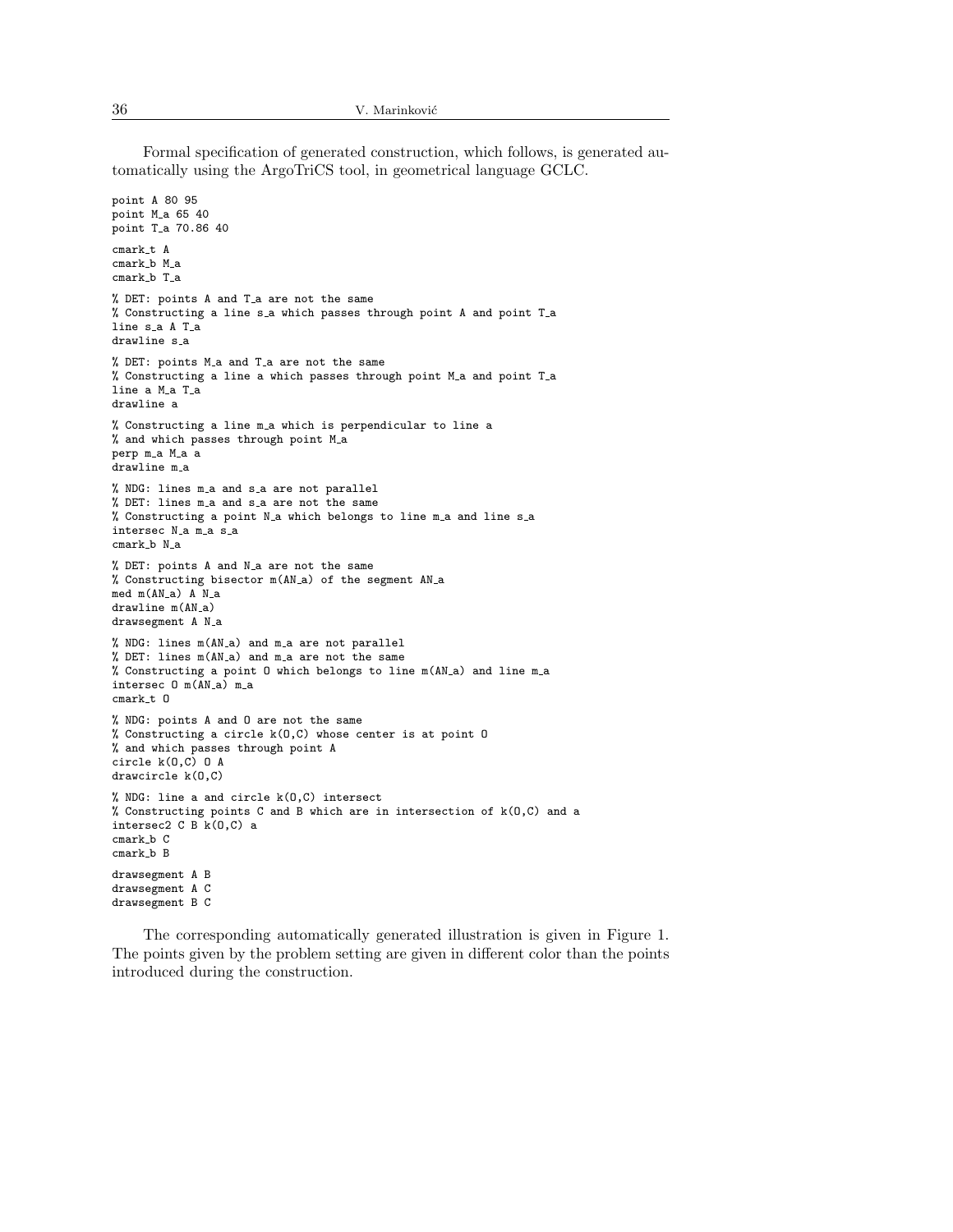Formal specification of generated construction, which follows, is generated automatically using the ArgoTriCS tool, in geometrical language GCLC.

```
point A 80 95
point M_a 65 40
point T_a 70.86 40

cmark_t A
cmark_b M_a
cmark_b T_a

% DET: points A and T_a are not the same
% Constructing a line s_a which passes through point A and point T_a
line s_a A T_a
drawline s_a

% DET: points M_a and T_a are not the same
% Constructing a line a which passes through point M_a and point T_a
line a M_a T_a
drawline a

% Constructing a line m_a which is perpendicular to line a
% and which passes through point M_a
perp m_a M_a a
drawline m_a

% NDG: lines m_a and s_a are not parallel
% DET: lines m_a and s_a are not the same
% Constructing a point N_a which belongs to line m_a and line s_a
intersec N_a m_a s_a
cmark_b N_a

% DET: points A and N_a are not the same
% Constructing bisector m(AN_a) of the segment AN_a
med m(AN_a) A N_a
drawline m(AN_a)
drawsegment A N_a

% NDG: lines m(AN_a) and m_a are not parallel
% DET: lines m(AN_a) and m_a are not the same
% Constructing a point O which belongs to line m(AN_a) and line m_a
intersec O m(AN_a) m_a
cmark_t O

% NDG: points A and O are not the same
% Constructing a circle k(O,C) whose center is at point O
% and which passes through point A
circle k(O,C) O A
drawcircle k(O,C)

% NDG: line a and circle k(O,C) intersect
% Constructing points C and B which are in intersection of k(O,C) and a
intersec2 C B k(O,C) a
cmark_b C
cmark_b B

drawsegment A B
drawsegment A C
drawsegment B C
```

The corresponding automatically generated illustration is given in Figure 1. The points given by the problem setting are given in different color than the points introduced during the construction.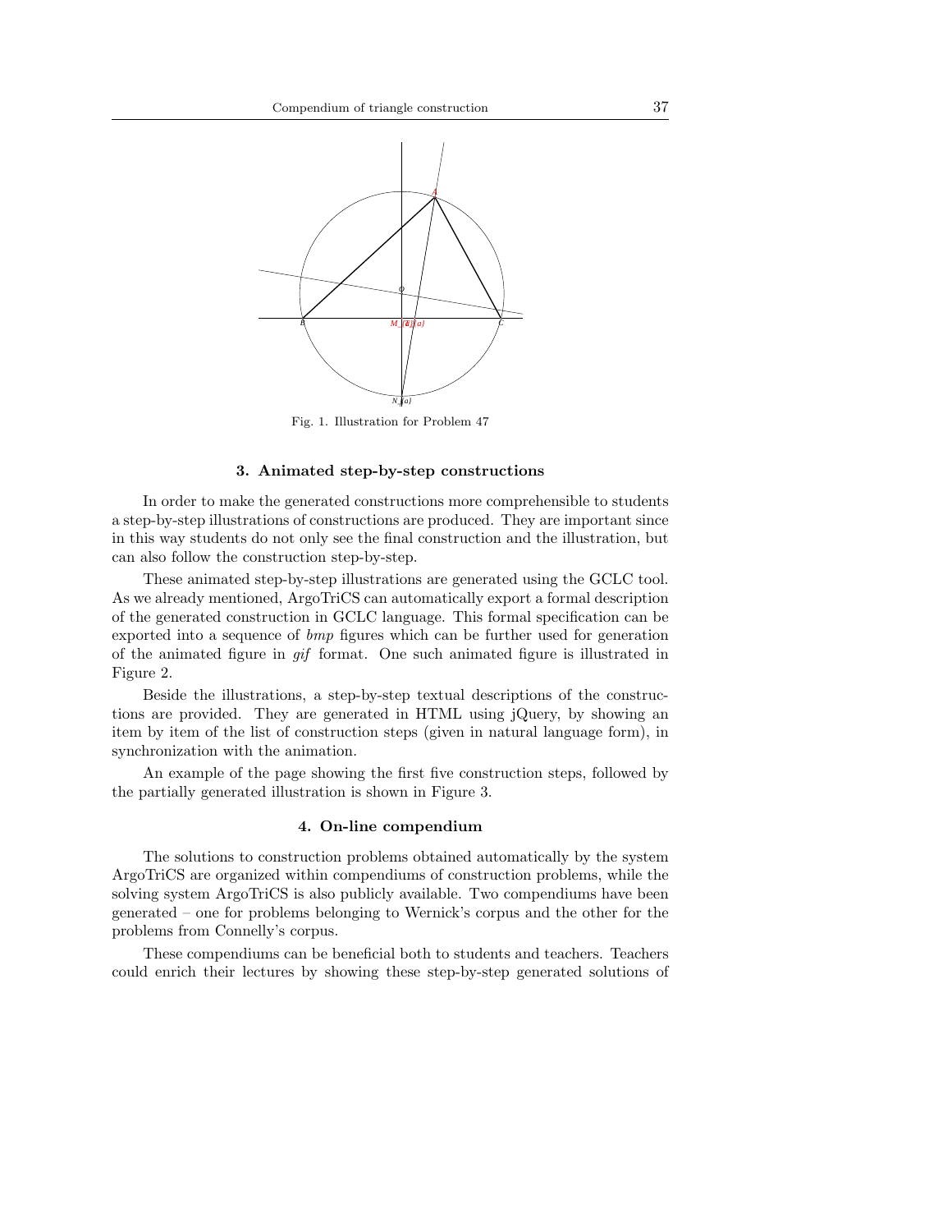Fig. 1. Illustration for Problem 47

## 3. Animated step-by-step constructions

In order to make the generated constructions more comprehensible to students a step-by-step illustrations of constructions are produced. They are important since in this way students do not only see the final construction and the illustration, but can also follow the construction step-by-step.

These animated step-by-step illustrations are generated using the GCLC tool. As we already mentioned, ArgoTriCS can automatically export a formal description of the generated construction in GCLC language. This formal specification can be exported into a sequence of *bmp* figures which can be further used for generation of the animated figure in *gif* format. One such animated figure is illustrated in Figure 2.

Beside the illustrations, a step-by-step textual descriptions of the constructions are provided. They are generated in HTML using jQuery, by showing an item by item of the list of construction steps (given in natural language form), in synchronization with the animation.

An example of the page showing the first five construction steps, followed by the partially generated illustration is shown in Figure 3.

## 4. On-line compendium

The solutions to construction problems obtained automatically by the system ArgoTriCS are organized within compendiums of construction problems, while the solving system ArgoTriCS is also publicly available. Two compendiums have been generated – one for problems belonging to Wernick's corpus and the other for the problems from Connelly's corpus.

These compendiums can be beneficial both to students and teachers. Teachers could enrich their lectures by showing these step-by-step generated solutions of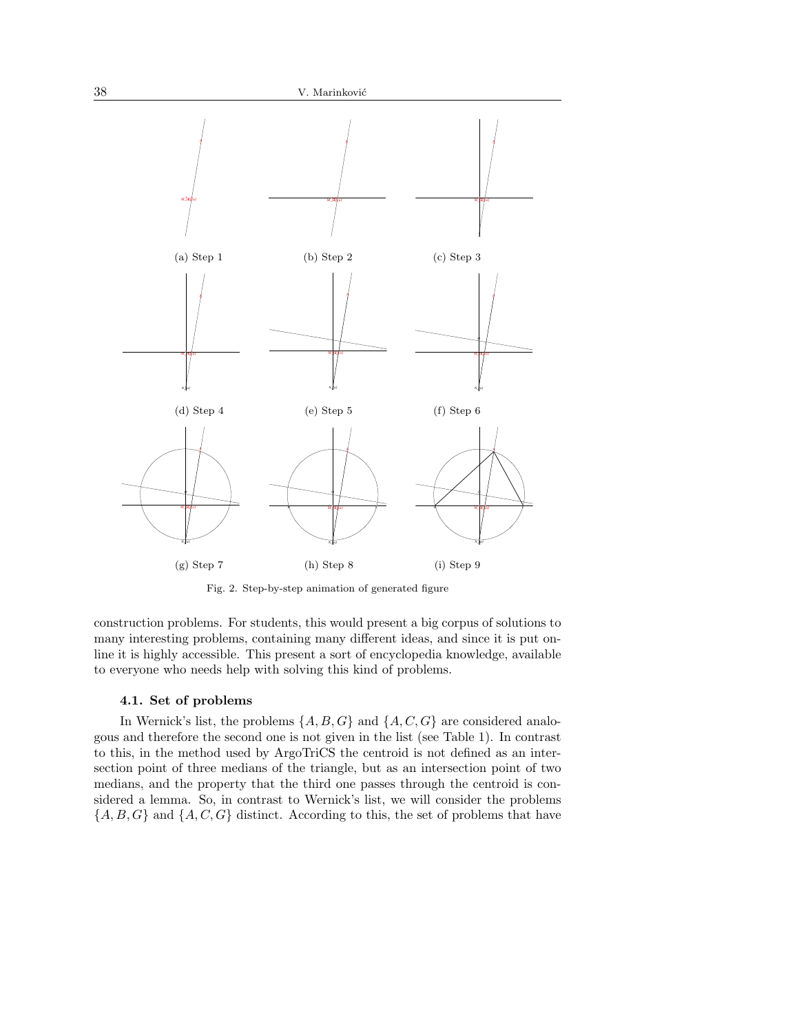(a) Step 1 (b) Step 2 (c) Step 3

(d) Step 4 (e) Step 5 (f) Step 6

(g) Step 7 (h) Step 8 (i) Step 9

Fig. 2. Step-by-step animation of generated figure

construction problems. For students, this would present a big corpus of solutions to many interesting problems, containing many different ideas, and since it is put online it is highly accessible. This present a sort of encyclopedia knowledge, available to everyone who needs help with solving this kind of problems.

### 4.1. Set of problems

In Wernick's list, the problems $\{A, B, G\}$ and $\{A, C, G\}$ are considered analogous and therefore the second one is not given in the list (see Table 1). In contrast to this, in the method used by ArgoTriCS the centroid is not defined as an intersection point of three medians of the triangle, but as an intersection point of two medians, and the property that the third one passes through the centroid is considered a lemma. So, in contrast to Wernick's list, we will consider the problems $\{A, B, G\}$ and $\{A, C, G\}$ distinct. According to this, the set of problems that have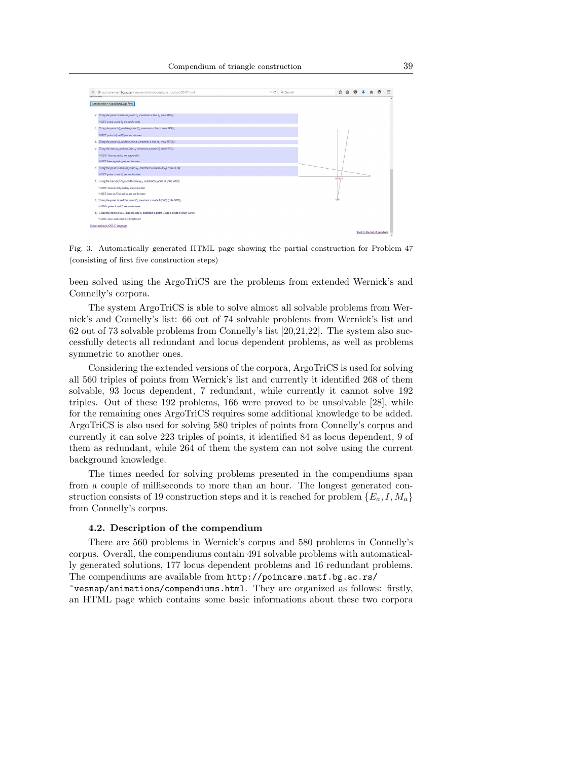Fig. 3. Automatically generated HTML page showing the partial construction for Problem 47 (consisting of first five construction steps)

been solved using the ArgoTriCS are the problems from extended Wernick's and Connelly's corpora.

The system ArgoTriCS is able to solve almost all solvable problems from Wernick's and Connelly's list: 66 out of 74 solvable problems from Wernick's list and 62 out of 73 solvable problems from Connelly's list [20,21,22]. The system also successfully detects all redundant and locus dependent problems, as well as problems symmetric to another ones.

Considering the extended versions of the corpora, ArgoTriCS is used for solving all 560 triples of points from Wernick's list and currently it identified 268 of them solvable, 93 locus dependent, 7 redundant, while currently it cannot solve 192 triples. Out of these 192 problems, 166 were proved to be unsolvable [28], while for the remaining ones ArgoTriCS requires some additional knowledge to be added. ArgoTriCS is also used for solving 580 triples of points from Connelly's corpus and currently it can solve 223 triples of points, it identified 84 as locus dependent, 9 of them as redundant, while 264 of them the system can not solve using the current background knowledge.

The times needed for solving problems presented in the compendiums span from a couple of milliseconds to more than an hour. The longest generated construction consists of 19 construction steps and it is reached for problem $\{E_a, I, M_a\}$ from Connelly's corpus.

### 4.2. Description of the compendium

There are 560 problems in Wernick's corpus and 580 problems in Connelly's corpus. Overall, the compendiums contain 491 solvable problems with automatically generated solutions, 177 locus dependent problems and 16 redundant problems. The compendiums are available from `http://poincare.matf.bg.ac.rs/~vesnap/animations/compendiums.html`. They are organized as follows: firstly, an HTML page which contains some basic informations about these two corpora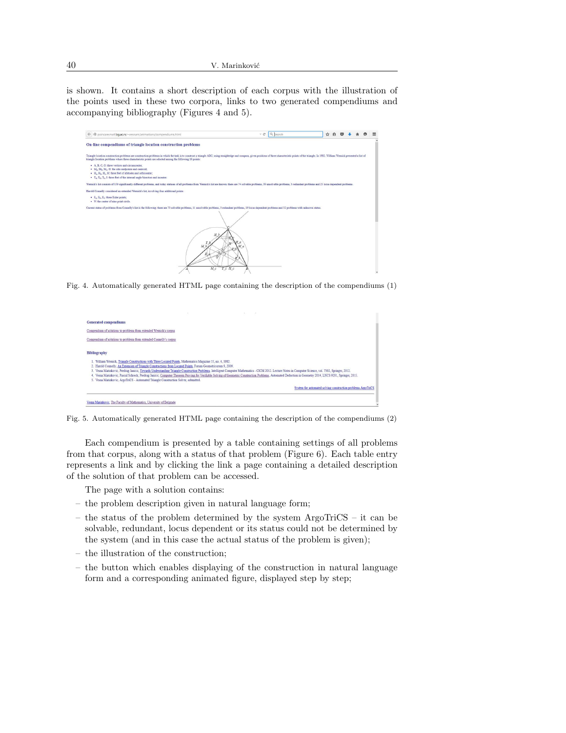is shown. It contains a short description of each corpus with the illustration of the points used in these two corpora, links to two generated compendiums and accompanying bibliography (Figures 4 and 5).

Fig. 4. Automatically generated HTML page containing the description of the compendiums (1)

Fig. 5. Automatically generated HTML page containing the description of the compendiums (2)

Each compendium is presented by a table containing settings of all problems from that corpus, along with a status of that problem (Figure 6). Each table entry represents a link and by clicking the link a page containing a detailed description of the solution of that problem can be accessed.

The page with a solution contains:

- the problem description given in natural language form;
- the status of the problem determined by the system ArgoTriCS – it can be solvable, redundant, locus dependent or its status could not be determined by the system (and in this case the actual status of the problem is given);
- the illustration of the construction;
- the button which enables displaying of the construction in natural language form and a corresponding animated figure, displayed step by step;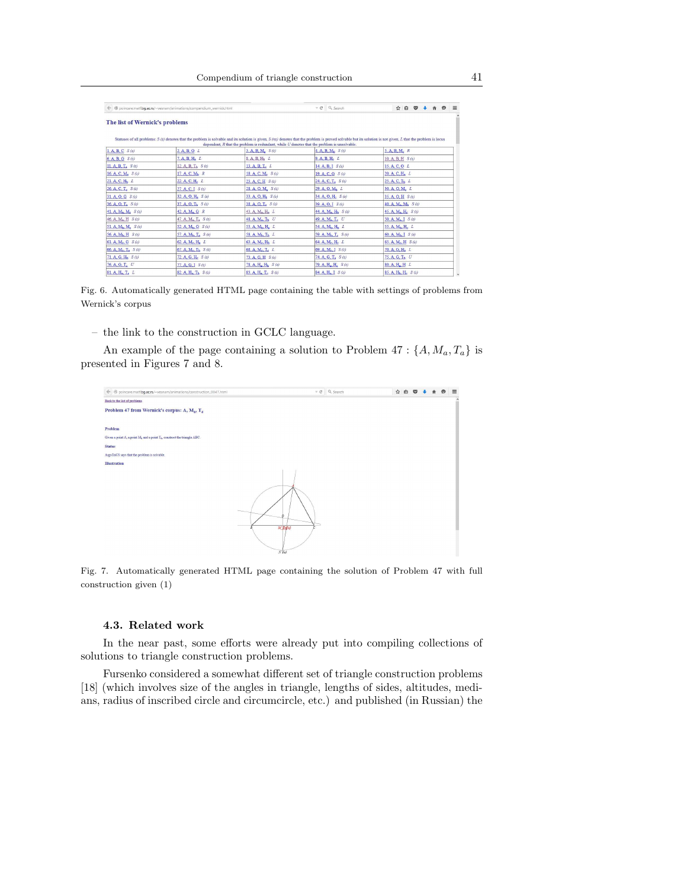Fig. 6. Automatically generated HTML page containing the table with settings of problems from Wernick's corpus

– the link to the construction in GCLC language.

An example of the page containing a solution to Problem 47 : $\{A, M_a, T_a\}$ is presented in Figures 7 and 8.

Fig. 7. Automatically generated HTML page containing the solution of Problem 47 with full construction given (1)

### 4.3. Related work

In the near past, some efforts were already put into compiling collections of solutions to triangle construction problems.

Fursenko considered a somewhat different set of triangle construction problems [18] (which involves size of the angles in triangle, lengths of sides, altitudes, medians, radius of inscribed circle and circumcircle, etc.) and published (in Russian) the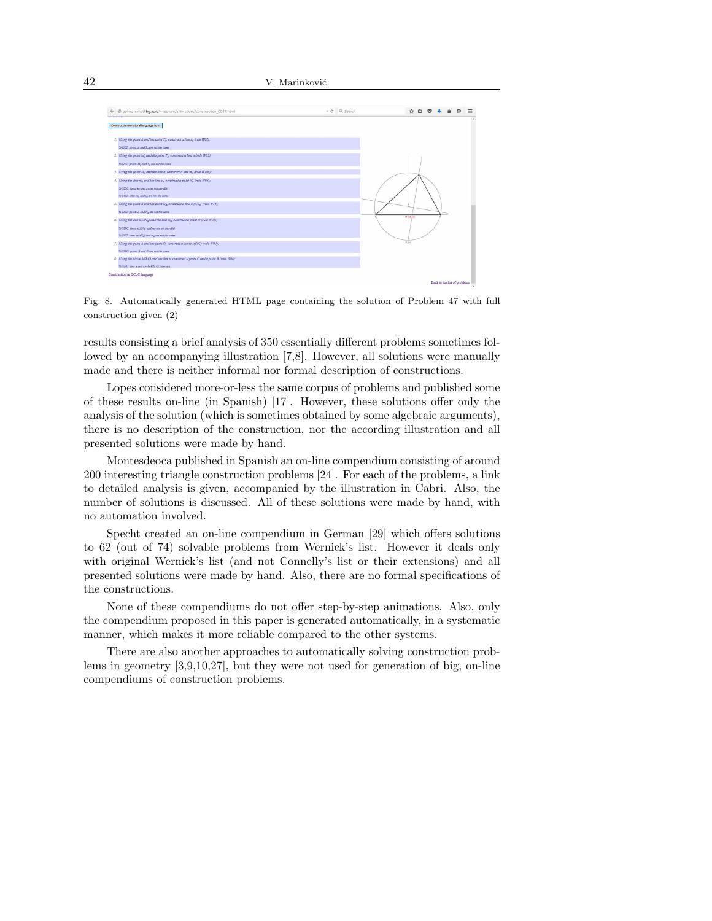Fig. 8. Automatically generated HTML page containing the solution of Problem 47 with full construction given (2)

results consisting a brief analysis of 350 essentially different problems sometimes followed by an accompanying illustration [7,8]. However, all solutions were manually made and there is neither informal nor formal description of constructions.

Lopes considered more-or-less the same corpus of problems and published some of these results on-line (in Spanish) [17]. However, these solutions offer only the analysis of the solution (which is sometimes obtained by some algebraic arguments), there is no description of the construction, nor the according illustration and all presented solutions were made by hand.

Montesdeoca published in Spanish an on-line compendium consisting of around 200 interesting triangle construction problems [24]. For each of the problems, a link to detailed analysis is given, accompanied by the illustration in Cabri. Also, the number of solutions is discussed. All of these solutions were made by hand, with no automation involved.

Specht created an on-line compendium in German [29] which offers solutions to 62 (out of 74) solvable problems from Wernick's list. However it deals only with original Wernick's list (and not Connelly's list or their extensions) and all presented solutions were made by hand. Also, there are no formal specifications of the constructions.

None of these compendiums do not offer step-by-step animations. Also, only the compendium proposed in this paper is generated automatically, in a systematic manner, which makes it more reliable compared to the other systems.

There are also another approaches to automatically solving construction problems in geometry [3,9,10,27], but they were not used for generation of big, on-line compendiums of construction problems.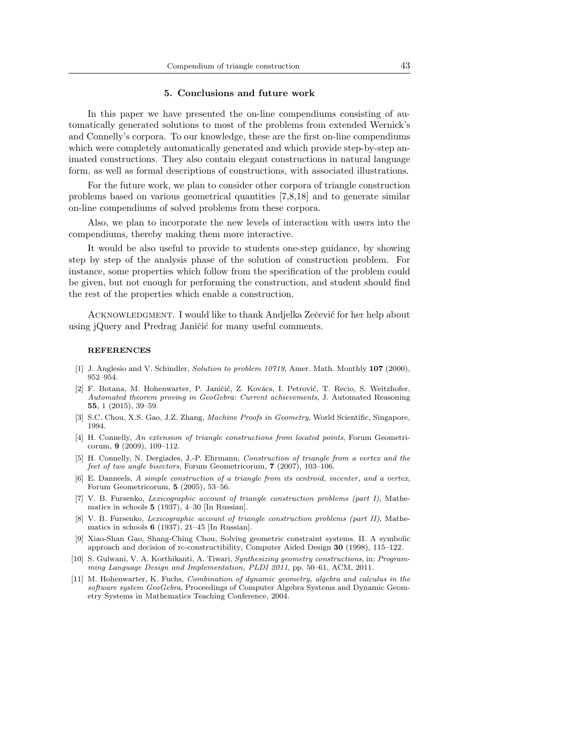## 5. Conclusions and future work

In this paper we have presented the on-line compendiums consisting of automatically generated solutions to most of the problems from extended Wernick's and Connelly's corpora. To our knowledge, these are the first on-line compendiums which were completely automatically generated and which provide step-by-step animated constructions. They also contain elegant constructions in natural language form, as well as formal descriptions of constructions, with associated illustrations.

For the future work, we plan to consider other corpora of triangle construction problems based on various geometrical quantities [7,8,18] and to generate similar on-line compendiums of solved problems from these corpora.

Also, we plan to incorporate the new levels of interaction with users into the compendiums, thereby making them more interactive.

It would be also useful to provide to students one-step guidance, by showing step by step of the analysis phase of the solution of construction problem. For instance, some properties which follow from the specification of the problem could be given, but not enough for performing the construction, and student should find the rest of the properties which enable a construction.

Acknowledgment. I would like to thank Andjelka Zečević for her help about using jQuery and Predrag Janičić for many useful comments.

### REFERENCES

[1] J. Anglesio and V. Schindler, *Solution to problem 10719*, Amer. Math. Monthly **107** (2000), 952–954.

[2] F. Botana, M. Hohenwarter, P. Janičić, Z. Kovács, I. Petrović, T. Recio, S. Weitzhofer, *Automated theorem proving in GeoGebra: Current achievements*, J. Automated Reasoning **55**, 1 (2015), 39–59.

[3] S.C. Chou, X.S. Gao, J.Z. Zhang, *Machine Proofs in Geometry*, World Scientific, Singapore, 1994.

[4] H. Connelly, *An extension of triangle constructions from located points*, Forum Geometricorum, **9** (2009), 109–112.

[5] H. Connelly, N. Dergiades, J.-P. Ehrmann, *Construction of triangle from a vertex and the feet of two angle bisectors*, Forum Geometricorum, **7** (2007), 103–106.

[6] E. Danneels, *A simple construction of a triangle from its centroid, incenter, and a vertex*, Forum Geometricorum, **5** (2005), 53–56.

[7] V. B. Fursenko, *Lexicographic account of triangle construction problems (part I)*, Mathematics in schools **5** (1937), 4–30 [In Russian].

[8] V. B. Fursenko, *Lexicographic account of triangle construction problems (part II)*, Mathematics in schools **6** (1937), 21–45 [In Russian].

[9] Xiao-Shan Gao, Shang-Ching Chou, Solving geometric constraint systems. II. A symbolic approach and decision of rc-constructibility, Computer Aided Design **30** (1998), 115–122.

[10] S. Gulwani, V. A. Korthikanti, A. Tiwari, *Synthesizing geometry constructions*, in: *Programming Language Design and Implementation, PLDI 2011*, pp. 50–61, ACM, 2011.

[11] M. Hohenwarter, K. Fuchs, *Combination of dynamic geometry, algebra and calculus in the software system GeoGebra*, Proceedings of Computer Algebra Systems and Dynamic Geometry Systems in Mathematics Teaching Conference, 2004.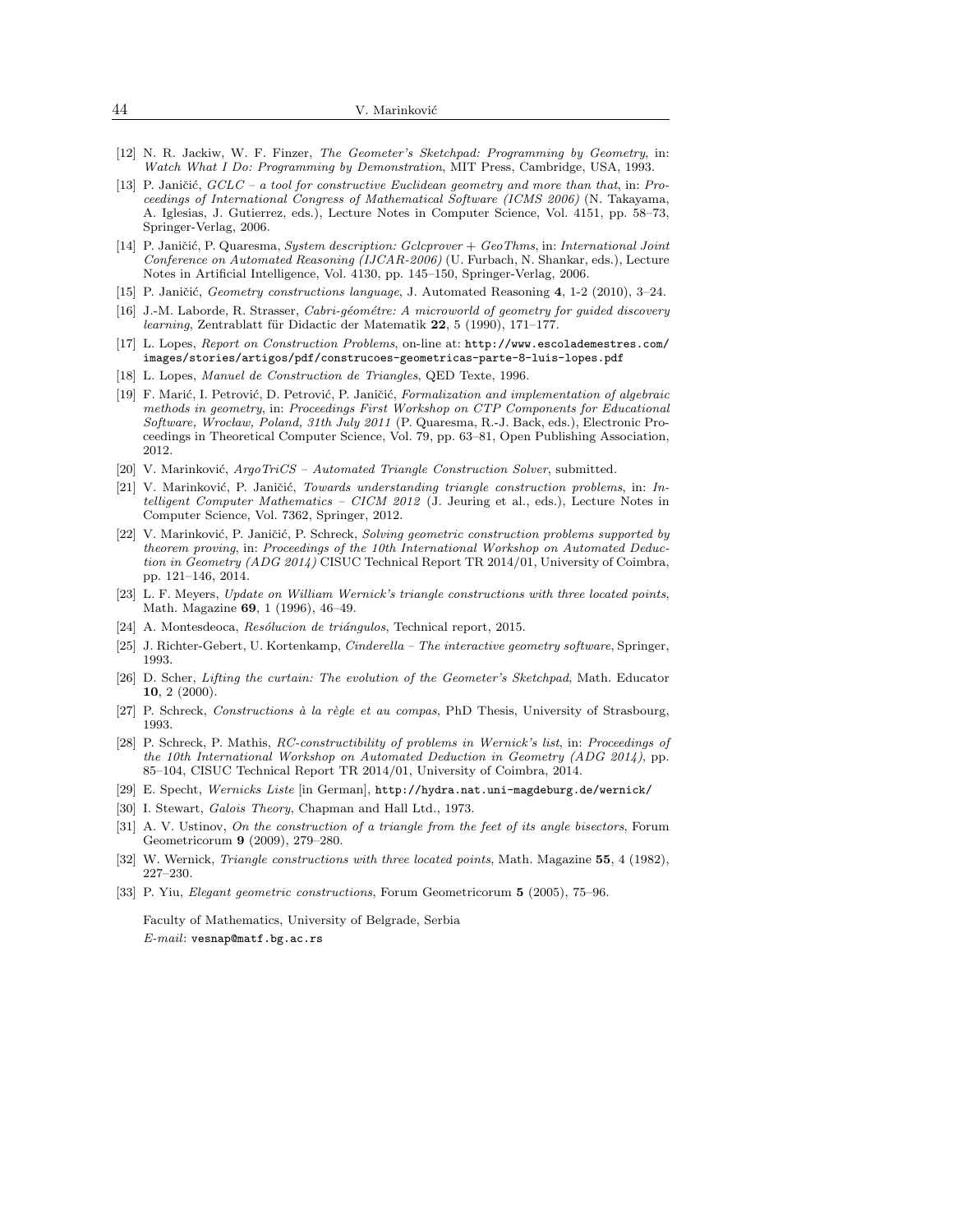[12] N. R. Jackiw, W. F. Finzer, *The Geometer's Sketchpad: Programming by Geometry*, in: *Watch What I Do: Programming by Demonstration*, MIT Press, Cambridge, USA, 1993.

[13] P. Janičić, *GCLC – a tool for constructive Euclidean geometry and more than that*, in: *Proceedings of International Congress of Mathematical Software (ICMS 2006)* (N. Takayama, A. Iglesias, J. Gutierrez, eds.), Lecture Notes in Computer Science, Vol. 4151, pp. 58–73, Springer-Verlag, 2006.

[14] P. Janičić, P. Quaresma, *System description: Gclcprover + GeoThms*, in: *International Joint Conference on Automated Reasoning (IJCAR-2006)* (U. Furbach, N. Shankar, eds.), Lecture Notes in Artificial Intelligence, Vol. 4130, pp. 145–150, Springer-Verlag, 2006.

[15] P. Janičić, *Geometry constructions language*, J. Automated Reasoning **4**, 1-2 (2010), 3–24.

[16] J.-M. Laborde, R. Strasser, *Cabri-géométre: A microworld of geometry for guided discovery learning*, Zentrablatt für Didactic der Matematik **22**, 5 (1990), 171–177.

[17] L. Lopes, *Report on Construction Problems*, on-line at: `http://www.escolademestres.com/images/stories/artigos/pdf/construcoes-geometricas-parte-8-luis-lopes.pdf`

[18] L. Lopes, *Manuel de Construction de Triangles*, QED Texte, 1996.

[19] F. Marić, I. Petrović, D. Petrović, P. Janičić, *Formalization and implementation of algebraic methods in geometry*, in: *Proceedings First Workshop on CTP Components for Educational Software, Wrocław, Poland, 31th July 2011* (P. Quaresma, R.-J. Back, eds.), Electronic Proceedings in Theoretical Computer Science, Vol. 79, pp. 63–81, Open Publishing Association, 2012.

[20] V. Marinković, *ArgoTriCS – Automated Triangle Construction Solver*, submitted.

[21] V. Marinković, P. Janičić, *Towards understanding triangle construction problems*, in: *Intelligent Computer Mathematics – CICM 2012* (J. Jeuring et al., eds.), Lecture Notes in Computer Science, Vol. 7362, Springer, 2012.

[22] V. Marinković, P. Janičić, P. Schreck, *Solving geometric construction problems supported by theorem proving*, in: *Proceedings of the 10th International Workshop on Automated Deduction in Geometry (ADG 2014)* CISUC Technical Report TR 2014/01, University of Coimbra, pp. 121–146, 2014.

[23] L. F. Meyers, *Update on William Wernick's triangle constructions with three located points*, Math. Magazine **69**, 1 (1996), 46–49.

[24] A. Montesdeoca, *Resólucion de triángulos*, Technical report, 2015.

[25] J. Richter-Gebert, U. Kortenkamp, *Cinderella – The interactive geometry software*, Springer, 1993.

[26] D. Scher, *Lifting the curtain: The evolution of the Geometer's Sketchpad*, Math. Educator **10**, 2 (2000).

[27] P. Schreck, *Constructions à la règle et au compas*, PhD Thesis, University of Strasbourg, 1993.

[28] P. Schreck, P. Mathis, *RC-constructibility of problems in Wernick's list*, in: *Proceedings of the 10th International Workshop on Automated Deduction in Geometry (ADG 2014)*, pp. 85–104, CISUC Technical Report TR 2014/01, University of Coimbra, 2014.

[29] E. Specht, *Wernicks Liste* [in German], `http://hydra.nat.uni-magdeburg.de/wernick/`

[30] I. Stewart, *Galois Theory*, Chapman and Hall Ltd., 1973.

[31] A. V. Ustinov, *On the construction of a triangle from the feet of its angle bisectors*, Forum Geometricorum **9** (2009), 279–280.

[32] W. Wernick, *Triangle constructions with three located points*, Math. Magazine **55**, 4 (1982), 227–230.

[33] P. Yiu, *Elegant geometric constructions*, Forum Geometricorum **5** (2005), 75–96.

Faculty of Mathematics, University of Belgrade, Serbia

*E-mail*: `vesnap@matf.bg.ac.rs`